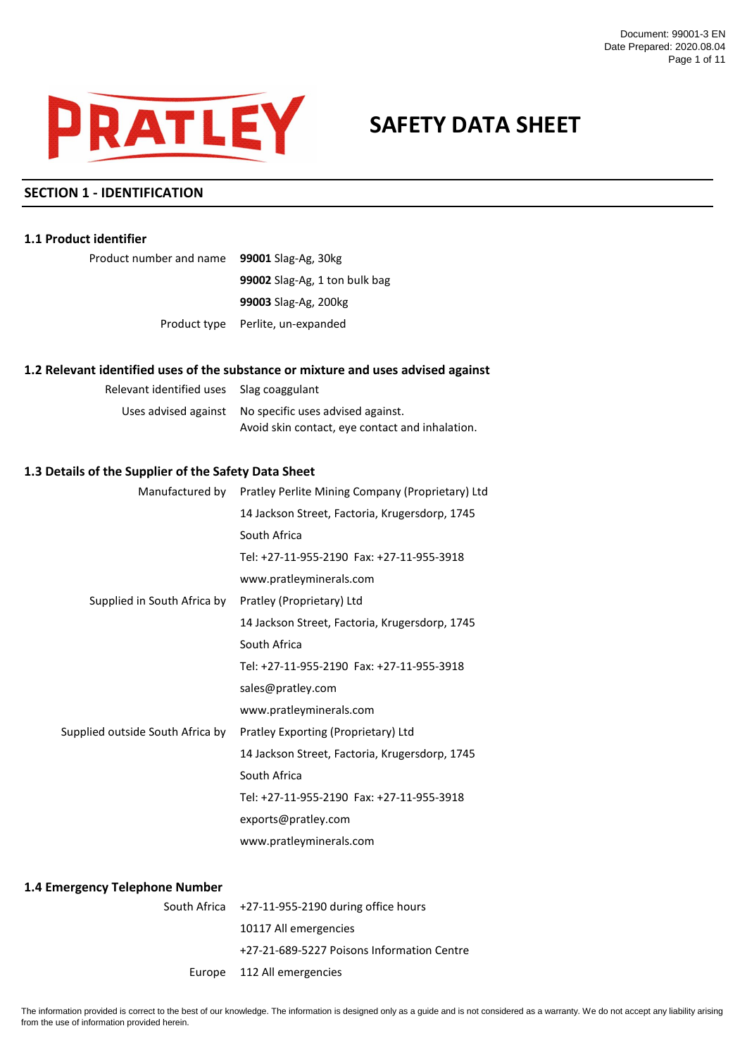PRATLEY

# SAFETY DATA SHEET

## SECTION 1 - IDENTIFICATION

### 1.1 Product identifier

| | |
|---|---|
| Product number and name | **99001** Slag-Ag, 30kg |
| | **99002** Slag-Ag, 1 ton bulk bag |
| | **99003** Slag-Ag, 200kg |
| Product type | Perlite, un-expanded |

### 1.2 Relevant identified uses of the substance or mixture and uses advised against

| | |
|---|---|
| Relevant identified uses | Slag coaggulant |
| Uses advised against | No specific uses advised against. Avoid skin contact, eye contact and inhalation. |

### 1.3 Details of the Supplier of the Safety Data Sheet

| | |
|---|---|
| Manufactured by | Pratley Perlite Mining Company (Proprietary) Ltd |
| | 14 Jackson Street, Factoria, Krugersdorp, 1745 |
| | South Africa |
| | Tel: +27-11-955-2190 Fax: +27-11-955-3918 |
| | www.pratleyminerals.com |
| Supplied in South Africa by | Pratley (Proprietary) Ltd |
| | 14 Jackson Street, Factoria, Krugersdorp, 1745 |
| | South Africa |
| | Tel: +27-11-955-2190 Fax: +27-11-955-3918 |
| | sales@pratley.com |
| | www.pratleyminerals.com |
| Supplied outside South Africa by | Pratley Exporting (Proprietary) Ltd |
| | 14 Jackson Street, Factoria, Krugersdorp, 1745 |
| | South Africa |
| | Tel: +27-11-955-2190 Fax: +27-11-955-3918 |
| | exports@pratley.com |
| | www.pratleyminerals.com |

### 1.4 Emergency Telephone Number

| | |
|---|---|
| South Africa | +27-11-955-2190 during office hours |
| | 10117 All emergencies |
| | +27-21-689-5227 Poisons Information Centre |
| Europe | 112 All emergencies |

The information provided is correct to the best of our knowledge. The information is designed only as a guide and is not considered as a warranty. We do not accept any liability arising from the use of information provided herein.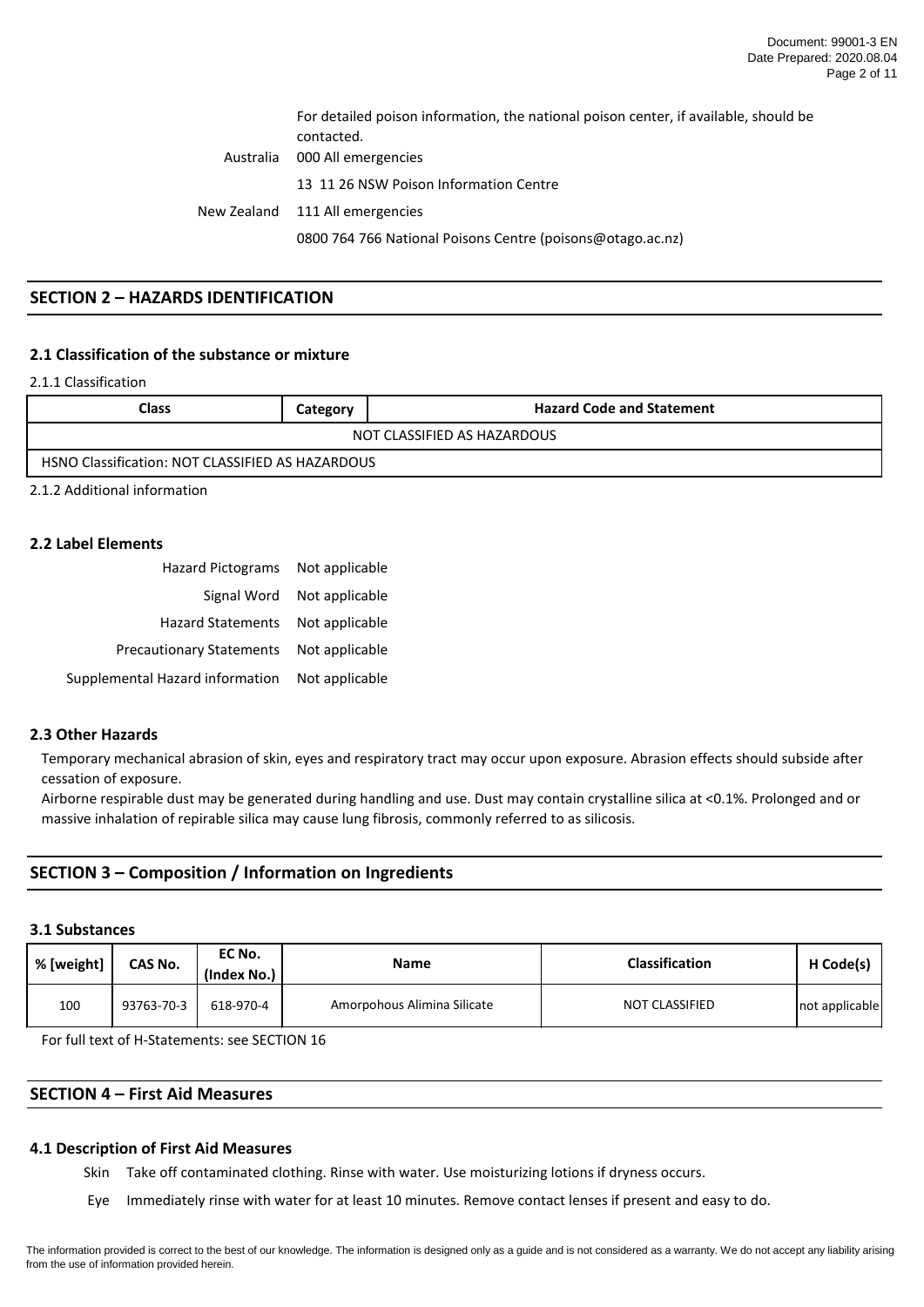For detailed poison information, the national poison center, if available, should be contacted.

| | |
|---|---|
| Australia | 000 All emergencies |
| | 13 11 26 NSW Poison Information Centre |
| New Zealand | 111 All emergencies |
| | 0800 764 766 National Poisons Centre (poisons@otago.ac.nz) |

## SECTION 2 – HAZARDS IDENTIFICATION

### 2.1 Classification of the substance or mixture

2.1.1 Classification

| Class | Category | Hazard Code and Statement |
|---|---|---|
| NOT CLASSIFIED AS HAZARDOUS | | |
| HSNO Classification: NOT CLASSIFIED AS HAZARDOUS | | |

2.1.2 Additional information

### 2.2 Label Elements

| | |
|---|---|
| Hazard Pictograms | Not applicable |
| Signal Word | Not applicable |
| Hazard Statements | Not applicable |
| Precautionary Statements | Not applicable |
| Supplemental Hazard information | Not applicable |

### 2.3 Other Hazards

Temporary mechanical abrasion of skin, eyes and respiratory tract may occur upon exposure. Abrasion effects should subside after cessation of exposure.

Airborne respirable dust may be generated during handling and use. Dust may contain crystalline silica at <0.1%. Prolonged and or massive inhalation of repirable silica may cause lung fibrosis, commonly referred to as silicosis.

## SECTION 3 – Composition / Information on Ingredients

### 3.1 Substances

| % [weight] | CAS No. | EC No. (Index No.) | Name | Classification | H Code(s) |
|---|---|---|---|---|---|
| 100 | 93763-70-3 | 618-970-4 | Amorpohous Alimina Silicate | NOT CLASSIFIED | not applicable |

For full text of H-Statements: see SECTION 16

## SECTION 4 – First Aid Measures

### 4.1 Description of First Aid Measures

| | |
|---|---|
| Skin | Take off contaminated clothing. Rinse with water. Use moisturizing lotions if dryness occurs. |
| Eye | Immediately rinse with water for at least 10 minutes. Remove contact lenses if present and easy to do. |

The information provided is correct to the best of our knowledge. The information is designed only as a guide and is not considered as a warranty. We do not accept any liability arising from the use of information provided herein.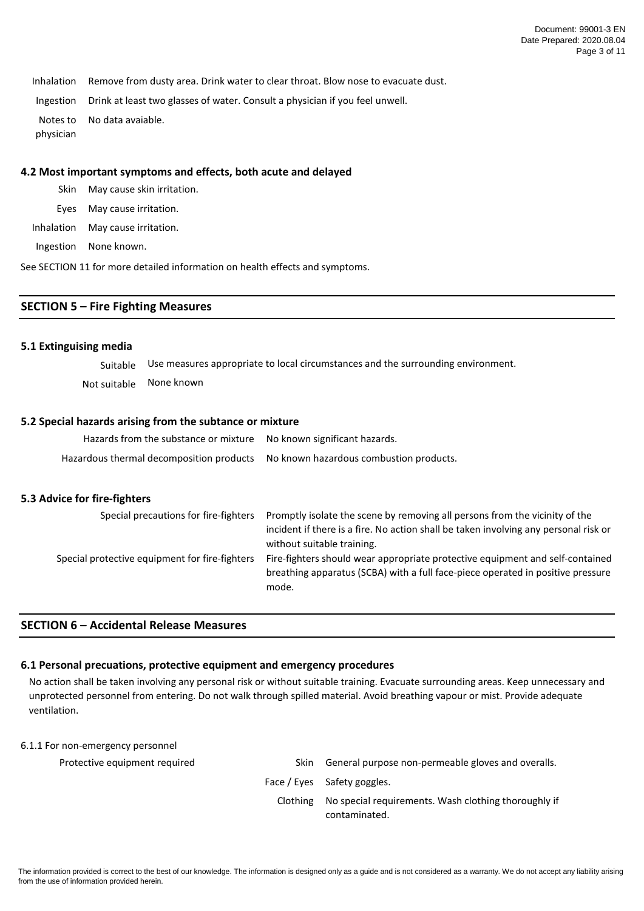| | |
|---|---|
| Inhalation | Remove from dusty area. Drink water to clear throat. Blow nose to evacuate dust. |
| Ingestion | Drink at least two glasses of water. Consult a physician if you feel unwell. |
| Notes to physician | No data avaiable. |

### 4.2 Most important symptoms and effects, both acute and delayed

| | |
|---|---|
| Skin | May cause skin irritation. |
| Eyes | May cause irritation. |
| Inhalation | May cause irritation. |
| Ingestion | None known. |

See SECTION 11 for more detailed information on health effects and symptoms.

## SECTION 5 – Fire Fighting Measures

### 5.1 Extinguising media

| | |
|---|---|
| Suitable | Use measures appropriate to local circumstances and the surrounding environment. |
| Not suitable | None known |

### 5.2 Special hazards arising from the subtance or mixture

| | |
|---|---|
| Hazards from the substance or mixture | No known significant hazards. |
| Hazardous thermal decomposition products | No known hazardous combustion products. |

### 5.3 Advice for fire-fighters

| | |
|---|---|
| Special precautions for fire-fighters | Promptly isolate the scene by removing all persons from the vicinity of the incident if there is a fire. No action shall be taken involving any personal risk or without suitable training. |
| Special protective equipment for fire-fighters | Fire-fighters should wear appropriate protective equipment and self-contained breathing apparatus (SCBA) with a full face-piece operated in positive pressure mode. |

## SECTION 6 – Accidental Release Measures

### 6.1 Personal precuations, protective equipment and emergency procedures

No action shall be taken involving any personal risk or without suitable training. Evacuate surrounding areas. Keep unnecessary and unprotected personnel from entering. Do not walk through spilled material. Avoid breathing vapour or mist. Provide adequate ventilation.

6.1.1 For non-emergency personnel

| | | |
|---|---|---|
| Protective equipment required | Skin | General purpose non-permeable gloves and overalls. |
| | Face / Eyes | Safety goggles. |
| | Clothing | No special requirements. Wash clothing thoroughly if contaminated. |

The information provided is correct to the best of our knowledge. The information is designed only as a guide and is not considered as a warranty. We do not accept any liability arising from the use of information provided herein.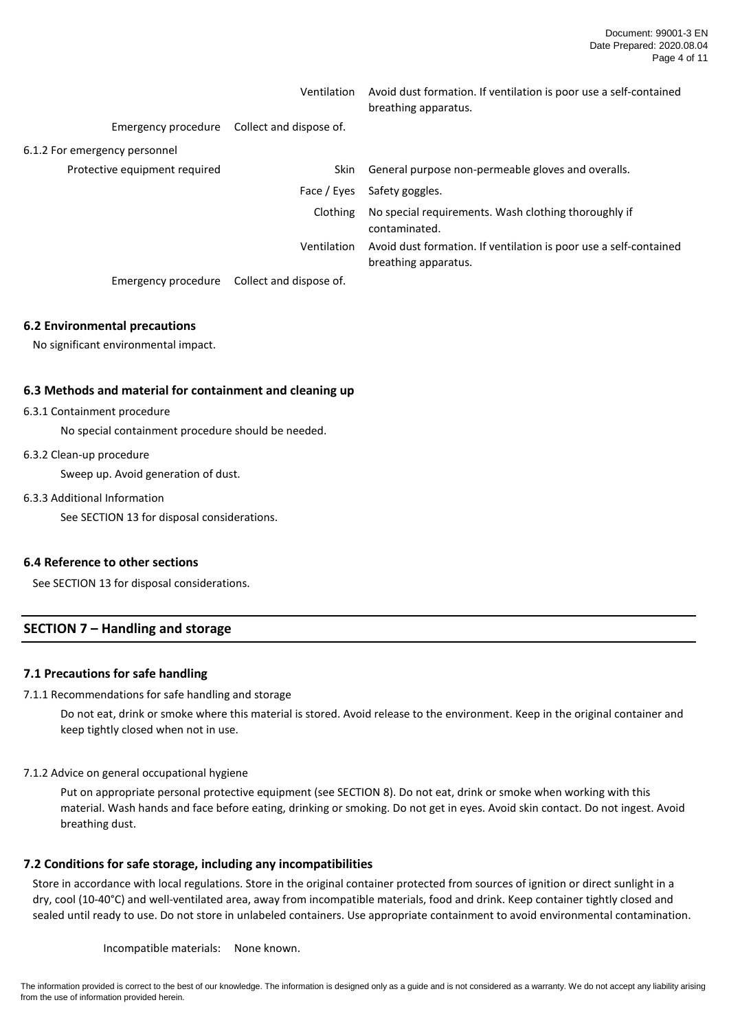| | | |
|---|---|---|
| | Ventilation | Avoid dust formation. If ventilation is poor use a self-contained breathing apparatus. |
| Emergency procedure | Collect and dispose of. | |

6.1.2 For emergency personnel

| | | |
|---|---|---|
| Protective equipment required | Skin | General purpose non-permeable gloves and overalls. |
| | Face / Eyes | Safety goggles. |
| | Clothing | No special requirements. Wash clothing thoroughly if contaminated. |
| | Ventilation | Avoid dust formation. If ventilation is poor use a self-contained breathing apparatus. |
| Emergency procedure | Collect and dispose of. | |

### 6.2 Environmental precautions

No significant environmental impact.

### 6.3 Methods and material for containment and cleaning up

6.3.1 Containment procedure

No special containment procedure should be needed.

6.3.2 Clean-up procedure

Sweep up. Avoid generation of dust.

6.3.3 Additional Information

See SECTION 13 for disposal considerations.

### 6.4 Reference to other sections

See SECTION 13 for disposal considerations.

## SECTION 7 – Handling and storage

### 7.1 Precautions for safe handling

7.1.1 Recommendations for safe handling and storage

Do not eat, drink or smoke where this material is stored. Avoid release to the environment. Keep in the original container and keep tightly closed when not in use.

7.1.2 Advice on general occupational hygiene

Put on appropriate personal protective equipment (see SECTION 8). Do not eat, drink or smoke when working with this material. Wash hands and face before eating, drinking or smoking. Do not get in eyes. Avoid skin contact. Do not ingest. Avoid breathing dust.

### 7.2 Conditions for safe storage, including any incompatibilities

Store in accordance with local regulations. Store in the original container protected from sources of ignition or direct sunlight in a dry, cool (10-40°C) and well-ventilated area, away from incompatible materials, food and drink. Keep container tightly closed and sealed until ready to use. Do not store in unlabeled containers. Use appropriate containment to avoid environmental contamination.

Incompatible materials: None known.

The information provided is correct to the best of our knowledge. The information is designed only as a guide and is not considered as a warranty. We do not accept any liability arising from the use of information provided herein.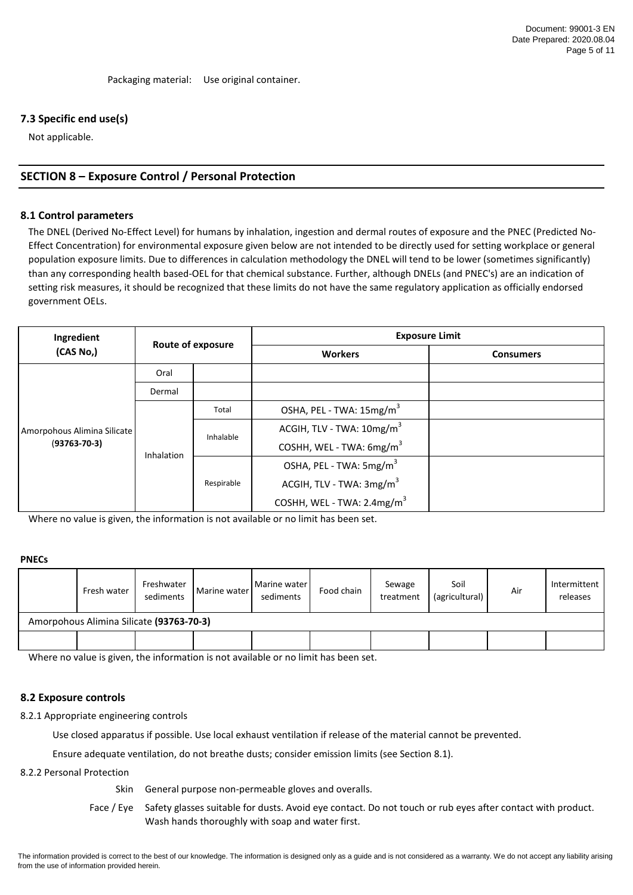Packaging material: Use original container.

### 7.3 Specific end use(s)

Not applicable.

## SECTION 8 – Exposure Control / Personal Protection

### 8.1 Control parameters

The DNEL (Derived No-Effect Level) for humans by inhalation, ingestion and dermal routes of exposure and the PNEC (Predicted No-Effect Concentration) for environmental exposure given below are not intended to be directly used for setting workplace or general population exposure limits. Due to differences in calculation methodology the DNEL will tend to be lower (sometimes significantly) than any corresponding health based-OEL for that chemical substance. Further, although DNELs (and PNEC's) are an indication of setting risk measures, it should be recognized that these limits do not have the same regulatory application as officially endorsed government OELs.

| Ingredient (CAS No,) | Route of exposure | | Exposure Limit | |
|---|---|---|---|---|
| | | | Workers | Consumers |
| Amorpohous Alimina Silicate (**93763-70-3**) | Oral | | | |
| | Dermal | | | |
| | Inhalation | Total | OSHA, PEL - TWA: 15mg/m$^3$ | |
| | | Inhalable | ACGIH, TLV - TWA: 10mg/m$^3$<br>COSHH, WEL - TWA: 6mg/m$^3$ | |
| | | Respirable | OSHA, PEL - TWA: 5mg/m$^3$<br>ACGIH, TLV - TWA: 3mg/m$^3$<br>COSHH, WEL - TWA: 2.4mg/m$^3$ | |

Where no value is given, the information is not available or no limit has been set.

**PNECs**

| | Fresh water | Freshwater sediments | Marine water | Marine water sediments | Food chain | Sewage treatment | Soil (agricultural) | Air | Intermittent releases |
|---|---|---|---|---|---|---|---|---|---|
| Amorpohous Alimina Silicate **(93763-70-3)** | | | | | | | | | |
| | | | | | | | | | |

Where no value is given, the information is not available or no limit has been set.

### 8.2 Exposure controls

8.2.1 Appropriate engineering controls

Use closed apparatus if possible. Use local exhaust ventilation if release of the material cannot be prevented.

Ensure adequate ventilation, do not breathe dusts; consider emission limits (see Section 8.1).

8.2.2 Personal Protection

Skin: General purpose non-permeable gloves and overalls.

Face / Eye: Safety glasses suitable for dusts. Avoid eye contact. Do not touch or rub eyes after contact with product. Wash hands thoroughly with soap and water first.

The information provided is correct to the best of our knowledge. The information is designed only as a guide and is not considered as a warranty. We do not accept any liability arising from the use of information provided herein.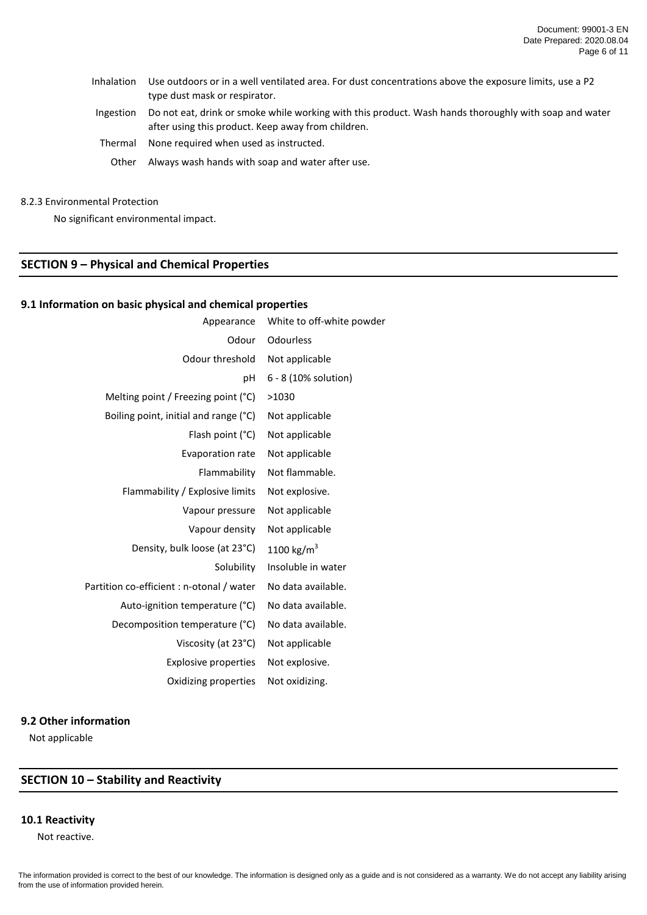| | |
|---|---|
| Inhalation | Use outdoors or in a well ventilated area. For dust concentrations above the exposure limits, use a P2 type dust mask or respirator. |
| Ingestion | Do not eat, drink or smoke while working with this product. Wash hands thoroughly with soap and water after using this product. Keep away from children. |
| Thermal | None required when used as instructed. |
| Other | Always wash hands with soap and water after use. |

8.2.3 Environmental Protection

No significant environmental impact.

## SECTION 9 – Physical and Chemical Properties

### 9.1 Information on basic physical and chemical properties

| | |
|---|---|
| Appearance | White to off-white powder |
| Odour | Odourless |
| Odour threshold | Not applicable |
| pH | 6 - 8 (10% solution) |
| Melting point / Freezing point (°C) | >1030 |
| Boiling point, initial and range (°C) | Not applicable |
| Flash point (°C) | Not applicable |
| Evaporation rate | Not applicable |
| Flammability | Not flammable. |
| Flammability / Explosive limits | Not explosive. |
| Vapour pressure | Not applicable |
| Vapour density | Not applicable |
| Density, bulk loose (at 23°C) | 1100 $kg/m^3$ |
| Solubility | Insoluble in water |
| Partition co-efficient : n-otonal / water | No data available. |
| Auto-ignition temperature (°C) | No data available. |
| Decomposition temperature (°C) | No data available. |
| Viscosity (at 23°C) | Not applicable |
| Explosive properties | Not explosive. |
| Oxidizing properties | Not oxidizing. |

### 9.2 Other information

Not applicable

## SECTION 10 – Stability and Reactivity

### 10.1 Reactivity

Not reactive.

The information provided is correct to the best of our knowledge. The information is designed only as a guide and is not considered as a warranty. We do not accept any liability arising from the use of information provided herein.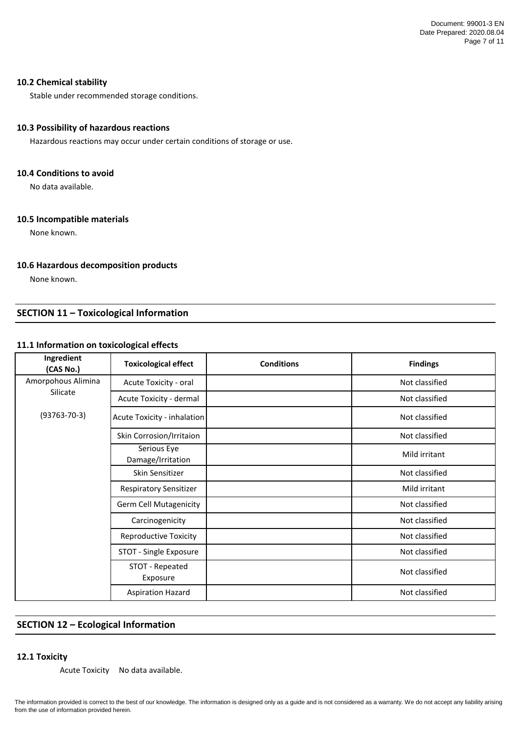### 10.2 Chemical stability

Stable under recommended storage conditions.

### 10.3 Possibility of hazardous reactions

Hazardous reactions may occur under certain conditions of storage or use.

### 10.4 Conditions to avoid

No data available.

### 10.5 Incompatible materials

None known.

### 10.6 Hazardous decomposition products

None known.

## SECTION 11 – Toxicological Information

### 11.1 Information on toxicological effects

| Ingredient (CAS No.) | Toxicological effect | Conditions | Findings |
|---|---|---|---|
| Amorpohous Alimina Silicate (93763-70-3) | Acute Toxicity - oral | | Not classified |
| | Acute Toxicity - dermal | | Not classified |
| | Acute Toxicity - inhalation | | Not classified |
| | Skin Corrosion/Irritaion | | Not classified |
| | Serious Eye Damage/Irritation | | Mild irritant |
| | Skin Sensitizer | | Not classified |
| | Respiratory Sensitizer | | Mild irritant |
| | Germ Cell Mutagenicity | | Not classified |
| | Carcinogenicity | | Not classified |
| | Reproductive Toxicity | | Not classified |
| | STOT - Single Exposure | | Not classified |
| | STOT - Repeated Exposure | | Not classified |
| | Aspiration Hazard | | Not classified |

## SECTION 12 – Ecological Information

### 12.1 Toxicity

Acute Toxicity No data available.

The information provided is correct to the best of our knowledge. The information is designed only as a guide and is not considered as a warranty. We do not accept any liability arising from the use of information provided herein.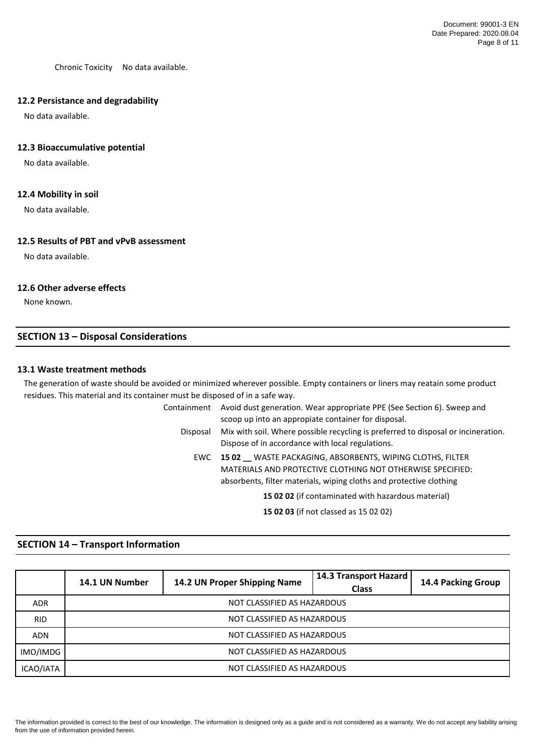Chronic Toxicity No data available.

### 12.2 Persistance and degradability

No data available.

### 12.3 Bioaccumulative potential

No data available.

### 12.4 Mobility in soil

No data available.

### 12.5 Results of PBT and vPvB assessment

No data available.

### 12.6 Other adverse effects

None known.

## SECTION 13 – Disposal Considerations

### 13.1 Waste treatment methods

The generation of waste should be avoided or minimized wherever possible. Empty containers or liners may reatain some product residues. This material and its container must be disposed of in a safe way.

Containment: Avoid dust generation. Wear appropriate PPE (See Section 6). Sweep and scoop up into an appropiate container for disposal.

Disposal: Mix with soil. Where possible recycling is preferred to disposal or incineration. Dispose of in accordance with local regulations.

EWC: **15 02 __** WASTE PACKAGING, ABSORBENTS, WIPING CLOTHS, FILTER MATERIALS AND PROTECTIVE CLOTHING NOT OTHERWISE SPECIFIED: absorbents, filter materials, wiping cloths and protective clothing

**15 02 02** (if contaminated with hazardous material)

**15 02 03** (if not classed as 15 02 02)

## SECTION 14 – Transport Information

| | 14.1 UN Number | 14.2 UN Proper Shipping Name | 14.3 Transport Hazard Class | 14.4 Packing Group |
|---|---|---|---|---|
| ADR | NOT CLASSIFIED AS HAZARDOUS | | | |
| RID | NOT CLASSIFIED AS HAZARDOUS | | | |
| ADN | NOT CLASSIFIED AS HAZARDOUS | | | |
| IMO/IMDG | NOT CLASSIFIED AS HAZARDOUS | | | |
| ICAO/IATA | NOT CLASSIFIED AS HAZARDOUS | | | |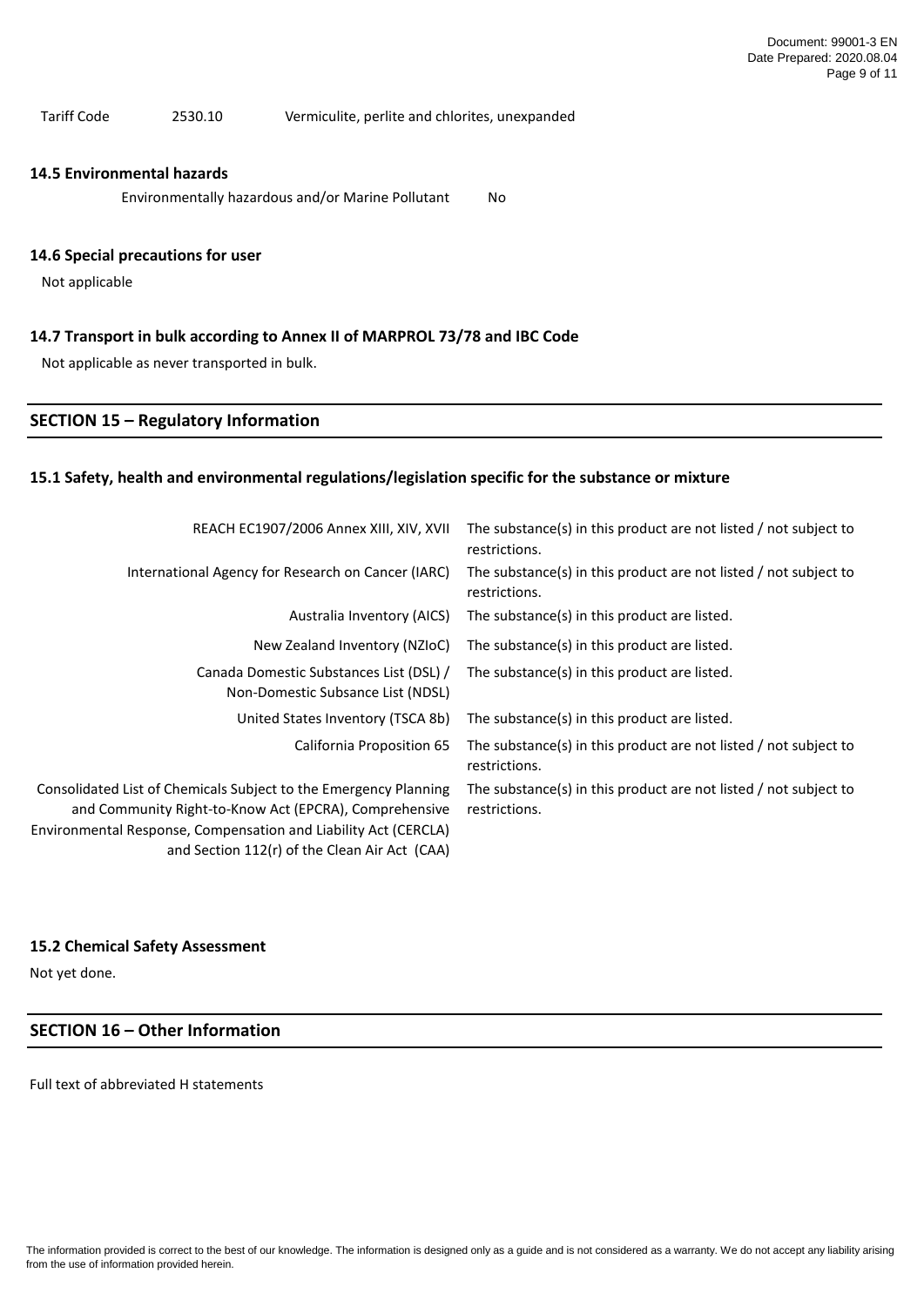| | | |
|---|---|---|
| Tariff Code | 2530.10 | Vermiculite, perlite and chlorites, unexpanded |

### 14.5 Environmental hazards

| | |
|---|---|
| Environmentally hazardous and/or Marine Pollutant | No |

### 14.6 Special precautions for user

Not applicable

### 14.7 Transport in bulk according to Annex II of MARPROL 73/78 and IBC Code

Not applicable as never transported in bulk.

## SECTION 15 – Regulatory Information

### 15.1 Safety, health and environmental regulations/legislation specific for the substance or mixture

| | |
|---|---|
| REACH EC1907/2006 Annex XIII, XIV, XVII | The substance(s) in this product are not listed / not subject to restrictions. |
| International Agency for Research on Cancer (IARC) | The substance(s) in this product are not listed / not subject to restrictions. |
| Australia Inventory (AICS) | The substance(s) in this product are listed. |
| New Zealand Inventory (NZIoC) | The substance(s) in this product are listed. |
| Canada Domestic Substances List (DSL) / Non-Domestic Subsance List (NDSL) | The substance(s) in this product are listed. |
| United States Inventory (TSCA 8b) | The substance(s) in this product are listed. |
| California Proposition 65 | The substance(s) in this product are not listed / not subject to restrictions. |
| Consolidated List of Chemicals Subject to the Emergency Planning and Community Right-to-Know Act (EPCRA), Comprehensive Environmental Response, Compensation and Liability Act (CERCLA) and Section 112(r) of the Clean Air Act (CAA) | The substance(s) in this product are not listed / not subject to restrictions. |

### 15.2 Chemical Safety Assessment

Not yet done.

## SECTION 16 – Other Information

Full text of abbreviated H statements

The information provided is correct to the best of our knowledge. The information is designed only as a guide and is not considered as a warranty. We do not accept any liability arising from the use of information provided herein.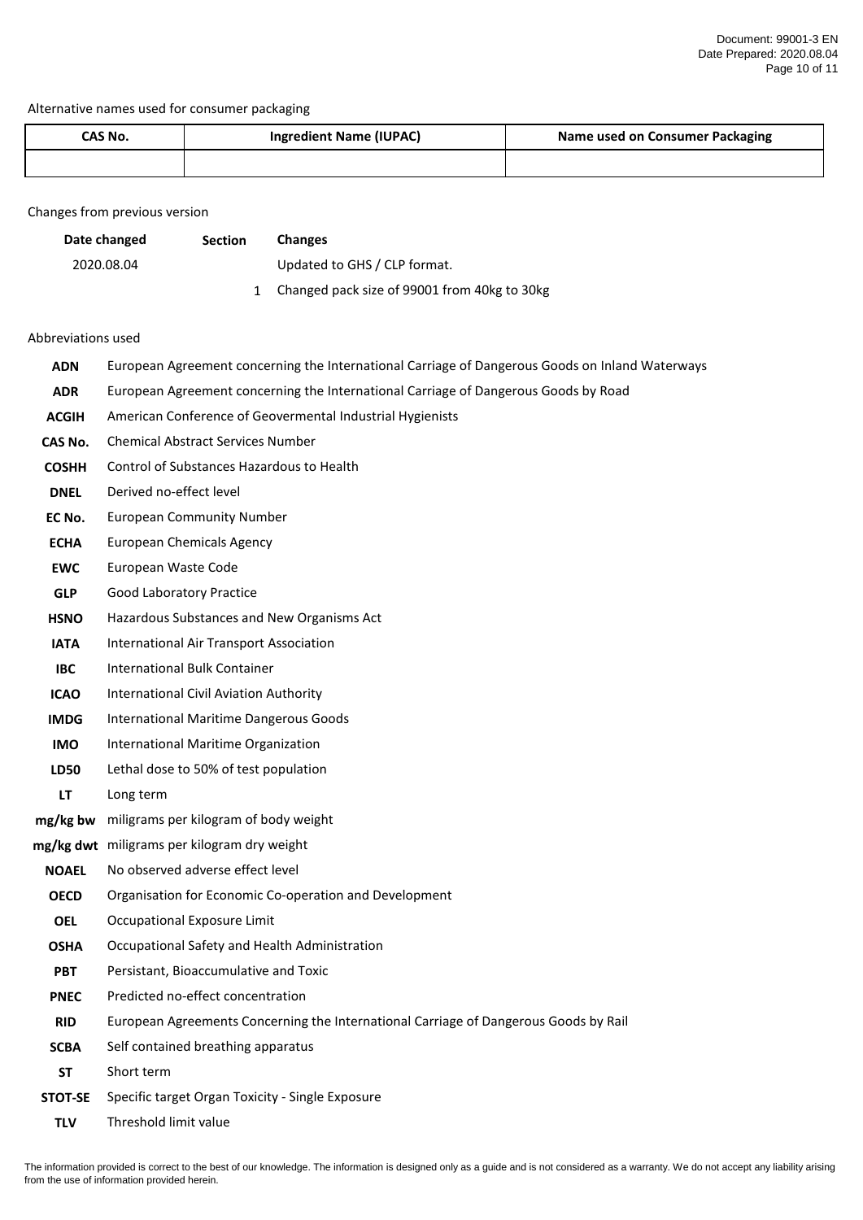Alternative names used for consumer packaging

| CAS No. | Ingredient Name (IUPAC) | Name used on Consumer Packaging |
|---|---|---|
| | | |

Changes from previous version

| Date changed | Section | Changes |
|---|---|---|
| 2020.08.04 | | Updated to GHS / CLP format. |
| | 1 | Changed pack size of 99001 from 40kg to 30kg |

Abbreviations used

| | |
|---|---|
| **ADN** | European Agreement concerning the International Carriage of Dangerous Goods on Inland Waterways |
| **ADR** | European Agreement concerning the International Carriage of Dangerous Goods by Road |
| **ACGIH** | American Conference of Geovermental Industrial Hygienists |
| **CAS No.** | Chemical Abstract Services Number |
| **COSHH** | Control of Substances Hazardous to Health |
| **DNEL** | Derived no-effect level |
| **EC No.** | European Community Number |
| **ECHA** | European Chemicals Agency |
| **EWC** | European Waste Code |
| **GLP** | Good Laboratory Practice |
| **HSNO** | Hazardous Substances and New Organisms Act |
| **IATA** | International Air Transport Association |
| **IBC** | International Bulk Container |
| **ICAO** | International Civil Aviation Authority |
| **IMDG** | International Maritime Dangerous Goods |
| **IMO** | International Maritime Organization |
| **LD50** | Lethal dose to 50% of test population |
| **LT** | Long term |
| **mg/kg bw** | miligrams per kilogram of body weight |
| **mg/kg dwt** | miligrams per kilogram dry weight |
| **NOAEL** | No observed adverse effect level |
| **OECD** | Organisation for Economic Co-operation and Development |
| **OEL** | Occupational Exposure Limit |
| **OSHA** | Occupational Safety and Health Administration |
| **PBT** | Persistant, Bioaccumulative and Toxic |
| **PNEC** | Predicted no-effect concentration |
| **RID** | European Agreements Concerning the International Carriage of Dangerous Goods by Rail |
| **SCBA** | Self contained breathing apparatus |
| **ST** | Short term |
| **STOT-SE** | Specific target Organ Toxicity - Single Exposure |
| **TLV** | Threshold limit value |

The information provided is correct to the best of our knowledge. The information is designed only as a guide and is not considered as a warranty. We do not accept any liability arising from the use of information provided herein.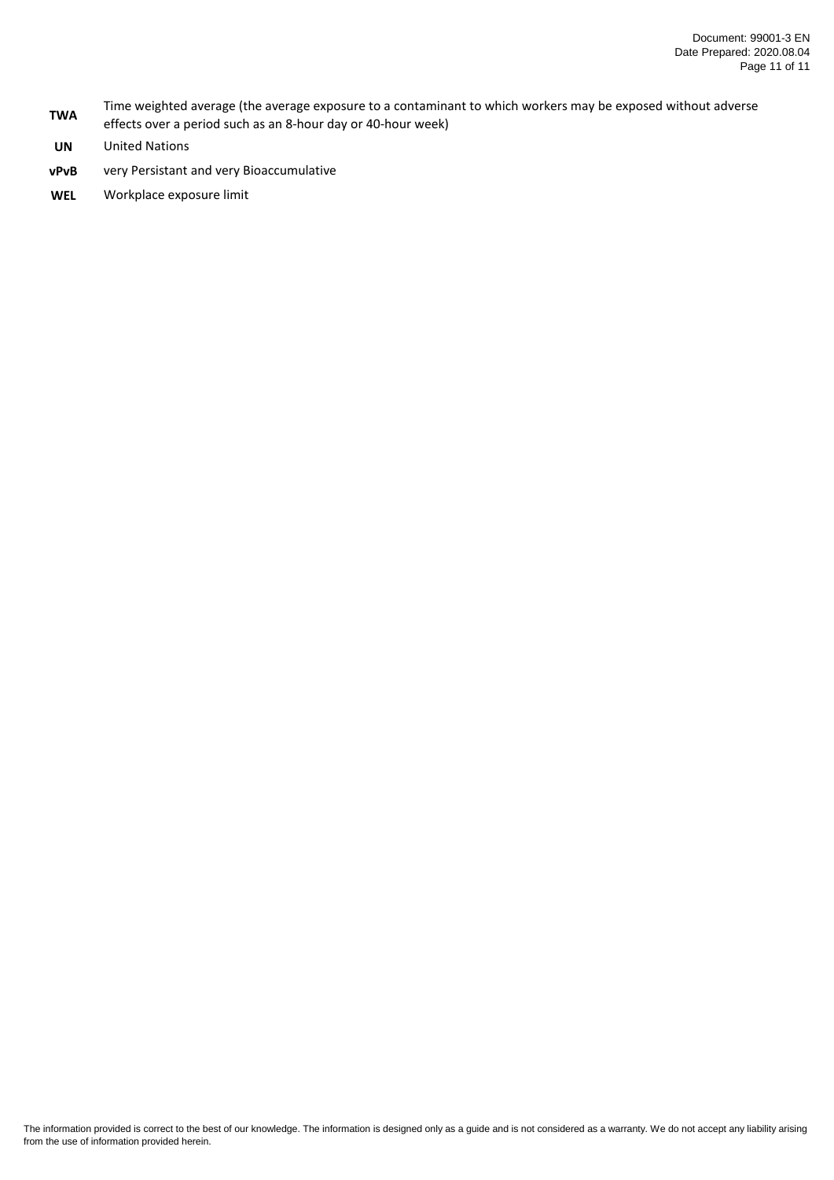| | |
|---|---|
| **TWA** | Time weighted average (the average exposure to a contaminant to which workers may be exposed without adverse effects over a period such as an 8-hour day or 40-hour week) |
| **UN** | United Nations |
| **vPvB** | very Persistant and very Bioaccumulative |
| **WEL** | Workplace exposure limit |

The information provided is correct to the best of our knowledge. The information is designed only as a guide and is not considered as a warranty. We do not accept any liability arising from the use of information provided herein.